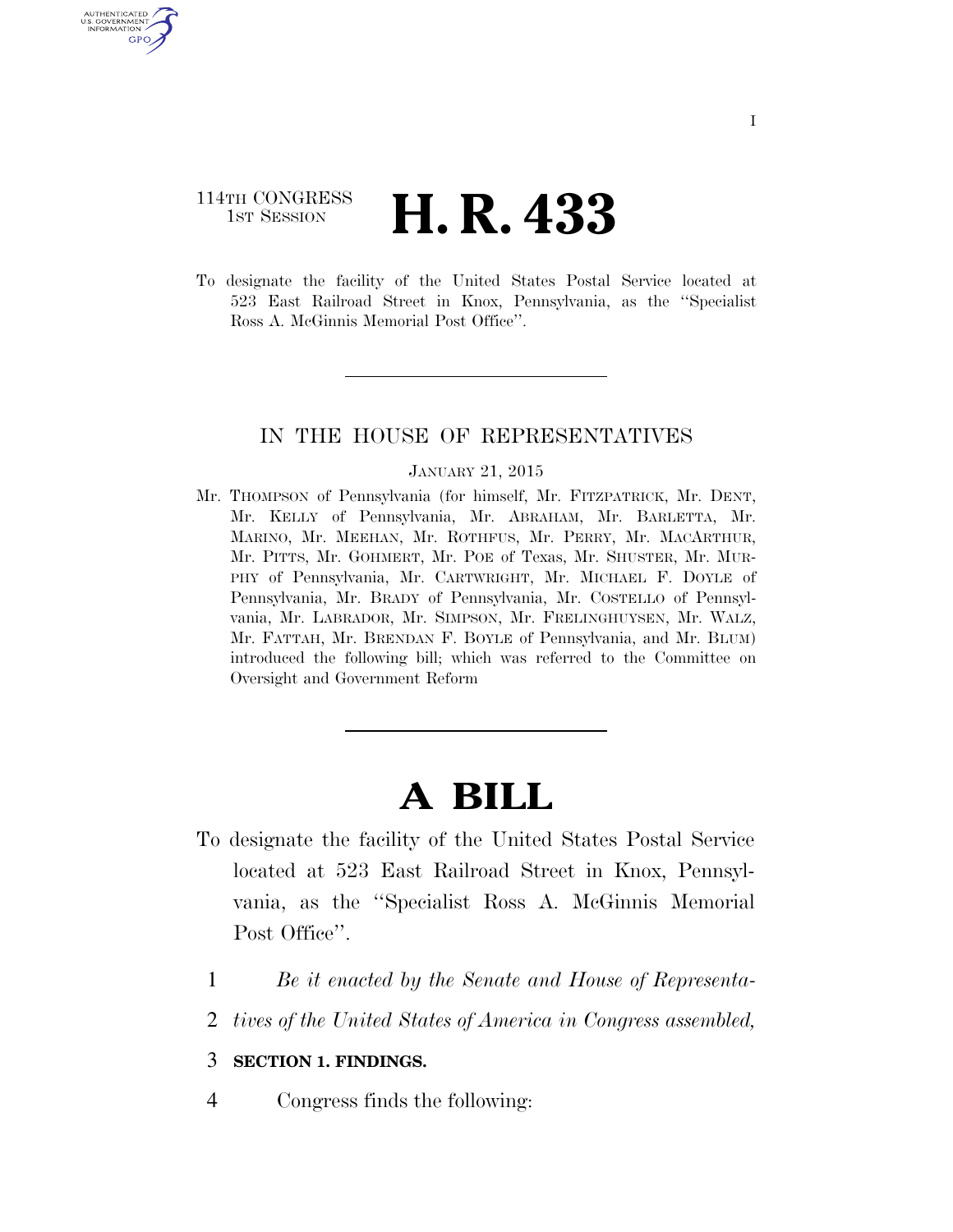114TH CONGRESS
1ST SESSION

# H. R. 433

To designate the facility of the United States Postal Service located at 523 East Railroad Street in Knox, Pennsylvania, as the ''Specialist Ross A. McGinnis Memorial Post Office''.

IN THE HOUSE OF REPRESENTATIVES

JANUARY 21, 2015

Mr. THOMPSON of Pennsylvania (for himself, Mr. FITZPATRICK, Mr. DENT, Mr. KELLY of Pennsylvania, Mr. ABRAHAM, Mr. BARLETTA, Mr. MARINO, Mr. MEEHAN, Mr. ROTHFUS, Mr. PERRY, Mr. MACARTHUR, Mr. PITTS, Mr. GOHMERT, Mr. POE of Texas, Mr. SHUSTER, Mr. MURPHY of Pennsylvania, Mr. CARTWRIGHT, Mr. MICHAEL F. DOYLE of Pennsylvania, Mr. BRADY of Pennsylvania, Mr. COSTELLO of Pennsylvania, Mr. LABRADOR, Mr. SIMPSON, Mr. FRELINGHUYSEN, Mr. WALZ, Mr. FATTAH, Mr. BRENDAN F. BOYLE of Pennsylvania, and Mr. BLUM) introduced the following bill; which was referred to the Committee on Oversight and Government Reform

# A BILL

To designate the facility of the United States Postal Service located at 523 East Railroad Street in Knox, Pennsylvania, as the ''Specialist Ross A. McGinnis Memorial Post Office''.

*Be it enacted by the Senate and House of Representatives of the United States of America in Congress assembled,*

**SECTION 1. FINDINGS.**

Congress finds the following: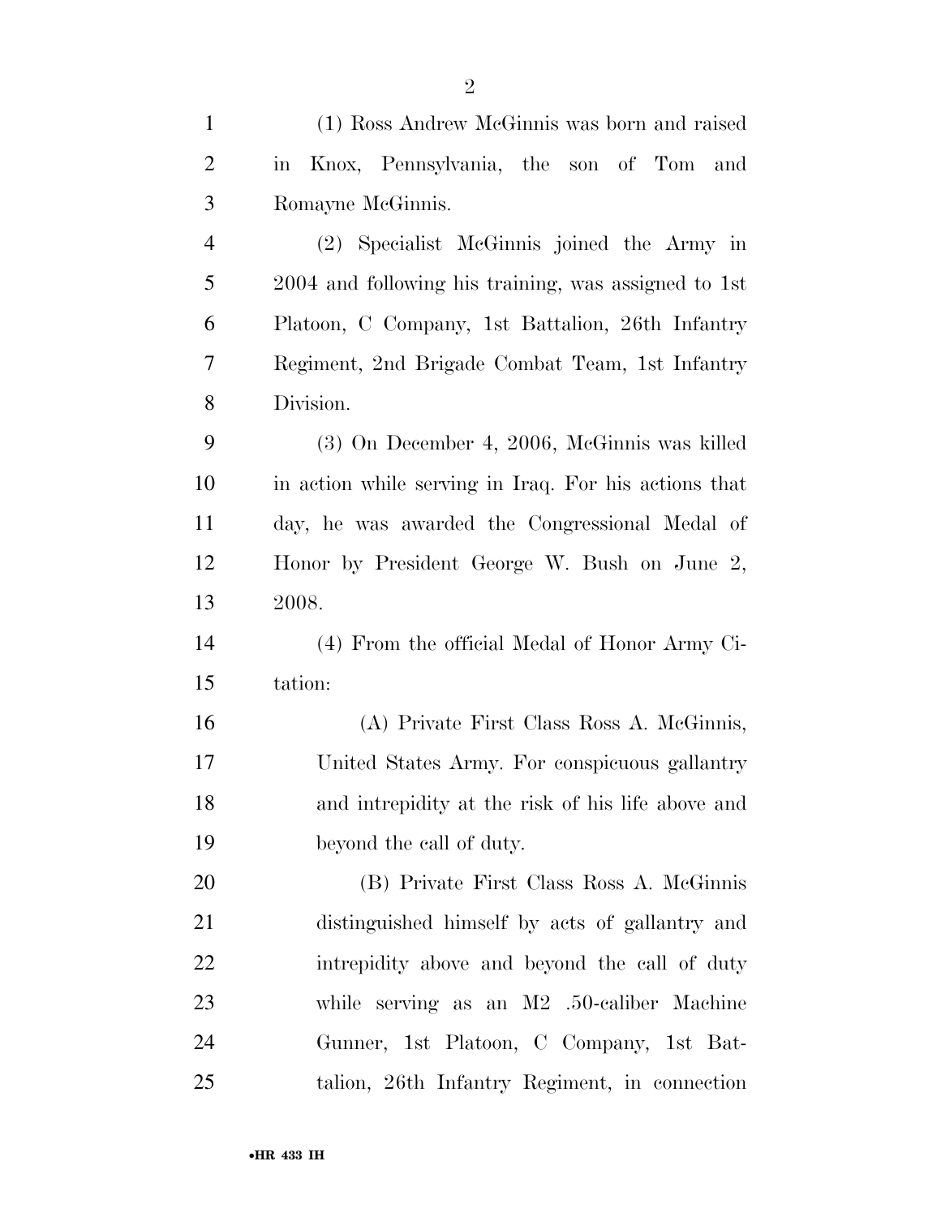(1) Ross Andrew McGinnis was born and raised in Knox, Pennsylvania, the son of Tom and Romayne McGinnis.

(2) Specialist McGinnis joined the Army in 2004 and following his training, was assigned to 1st Platoon, C Company, 1st Battalion, 26th Infantry Regiment, 2nd Brigade Combat Team, 1st Infantry Division.

(3) On December 4, 2006, McGinnis was killed in action while serving in Iraq. For his actions that day, he was awarded the Congressional Medal of Honor by President George W. Bush on June 2, 2008.

(4) From the official Medal of Honor Army Citation:

(A) Private First Class Ross A. McGinnis, United States Army. For conspicuous gallantry and intrepidity at the risk of his life above and beyond the call of duty.

(B) Private First Class Ross A. McGinnis distinguished himself by acts of gallantry and intrepidity above and beyond the call of duty while serving as an M2 .50-caliber Machine Gunner, 1st Platoon, C Company, 1st Battalion, 26th Infantry Regiment, in connection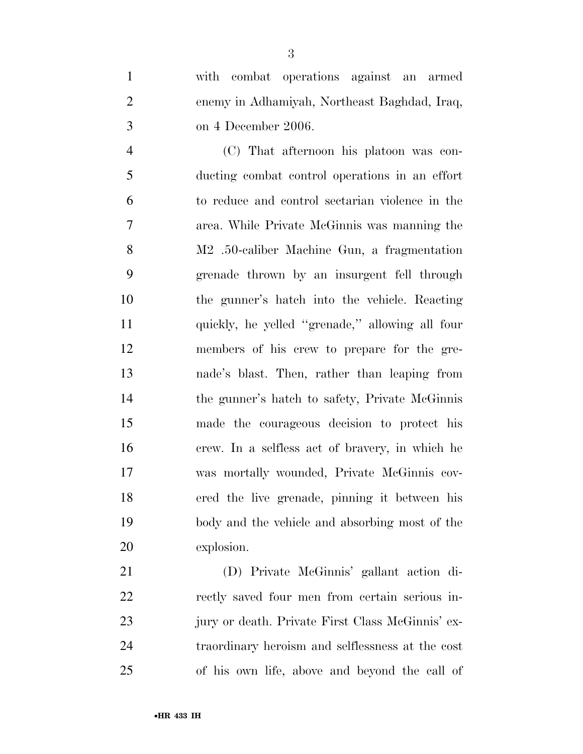with combat operations against an armed enemy in Adhamiyah, Northeast Baghdad, Iraq, on 4 December 2006.

(C) That afternoon his platoon was conducting combat control operations in an effort to reduce and control sectarian violence in the area. While Private McGinnis was manning the M2 .50-caliber Machine Gun, a fragmentation grenade thrown by an insurgent fell through the gunner's hatch into the vehicle. Reacting quickly, he yelled "grenade," allowing all four members of his crew to prepare for the grenade's blast. Then, rather than leaping from the gunner's hatch to safety, Private McGinnis made the courageous decision to protect his crew. In a selfless act of bravery, in which he was mortally wounded, Private McGinnis covered the live grenade, pinning it between his body and the vehicle and absorbing most of the explosion.

(D) Private McGinnis' gallant action directly saved four men from certain serious injury or death. Private First Class McGinnis' extraordinary heroism and selflessness at the cost of his own life, above and beyond the call of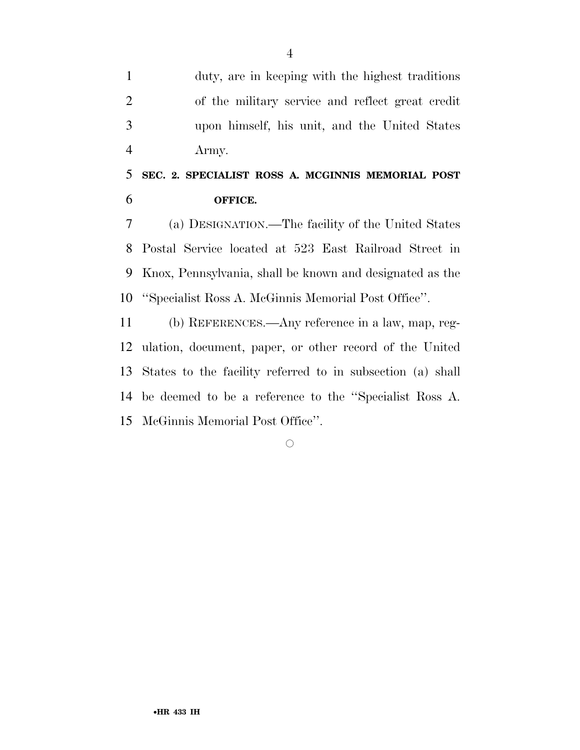duty, are in keeping with the highest traditions of the military service and reflect great credit upon himself, his unit, and the United States Army.

## SEC. 2. SPECIALIST ROSS A. MCGINNIS MEMORIAL POST OFFICE.

(a) DESIGNATION.—The facility of the United States Postal Service located at 523 East Railroad Street in Knox, Pennsylvania, shall be known and designated as the ''Specialist Ross A. McGinnis Memorial Post Office''.

(b) REFERENCES.—Any reference in a law, map, regulation, document, paper, or other record of the United States to the facility referred to in subsection (a) shall be deemed to be a reference to the ''Specialist Ross A. McGinnis Memorial Post Office''.

○